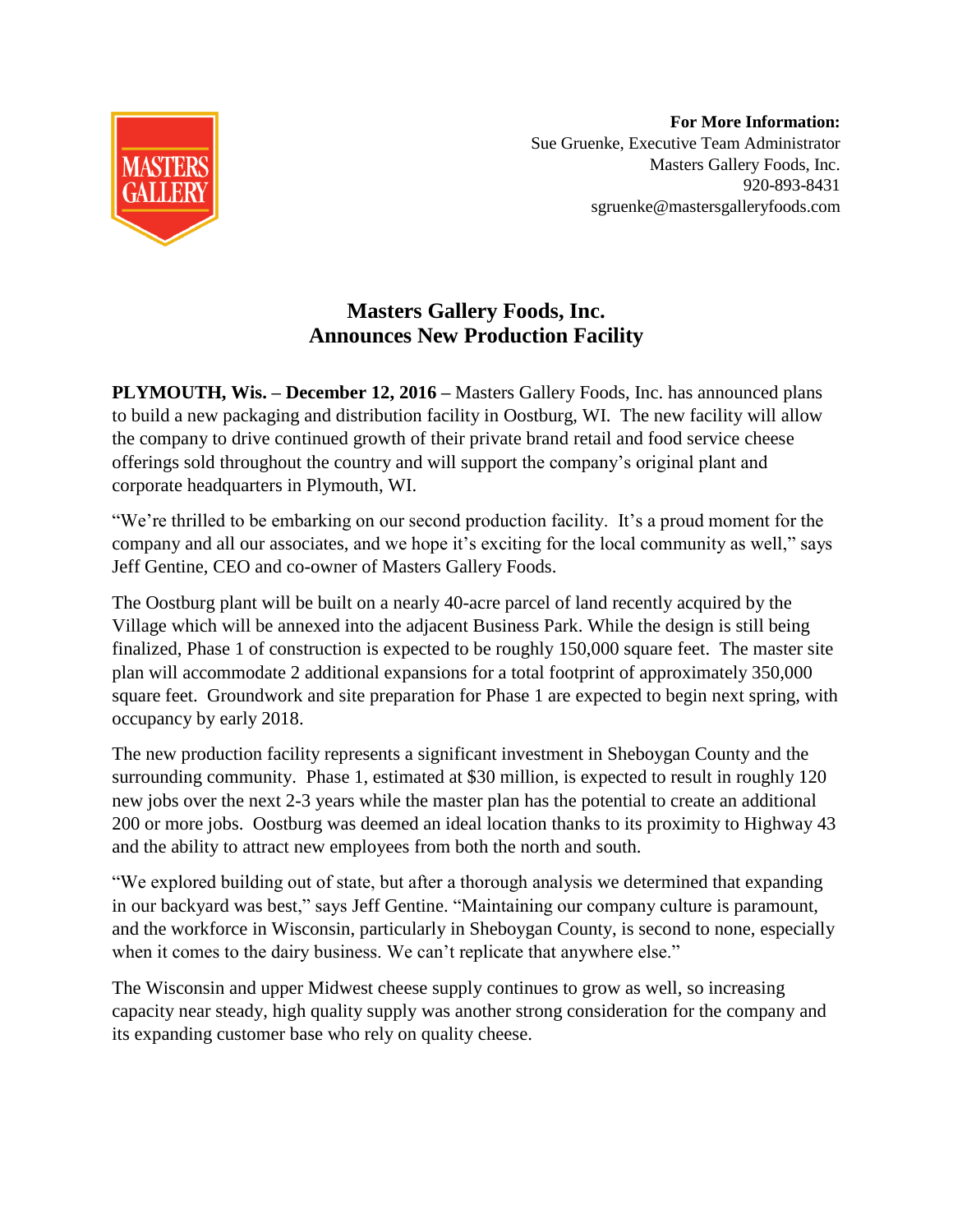MASTERS GALLERY

**For More Information:**
Sue Gruenke, Executive Team Administrator
Masters Gallery Foods, Inc.
920-893-8431
sgruenke@mastersgalleryfoods.com

# Masters Gallery Foods, Inc. Announces New Production Facility

**PLYMOUTH, Wis. – December 12, 2016 –** Masters Gallery Foods, Inc. has announced plans to build a new packaging and distribution facility in Oostburg, WI. The new facility will allow the company to drive continued growth of their private brand retail and food service cheese offerings sold throughout the country and will support the company's original plant and corporate headquarters in Plymouth, WI.

"We're thrilled to be embarking on our second production facility. It's a proud moment for the company and all our associates, and we hope it's exciting for the local community as well," says Jeff Gentine, CEO and co-owner of Masters Gallery Foods.

The Oostburg plant will be built on a nearly 40-acre parcel of land recently acquired by the Village which will be annexed into the adjacent Business Park. While the design is still being finalized, Phase 1 of construction is expected to be roughly 150,000 square feet. The master site plan will accommodate 2 additional expansions for a total footprint of approximately 350,000 square feet. Groundwork and site preparation for Phase 1 are expected to begin next spring, with occupancy by early 2018.

The new production facility represents a significant investment in Sheboygan County and the surrounding community. Phase 1, estimated at $30 million, is expected to result in roughly 120 new jobs over the next 2-3 years while the master plan has the potential to create an additional 200 or more jobs. Oostburg was deemed an ideal location thanks to its proximity to Highway 43 and the ability to attract new employees from both the north and south.

"We explored building out of state, but after a thorough analysis we determined that expanding in our backyard was best," says Jeff Gentine. "Maintaining our company culture is paramount, and the workforce in Wisconsin, particularly in Sheboygan County, is second to none, especially when it comes to the dairy business. We can't replicate that anywhere else."

The Wisconsin and upper Midwest cheese supply continues to grow as well, so increasing capacity near steady, high quality supply was another strong consideration for the company and its expanding customer base who rely on quality cheese.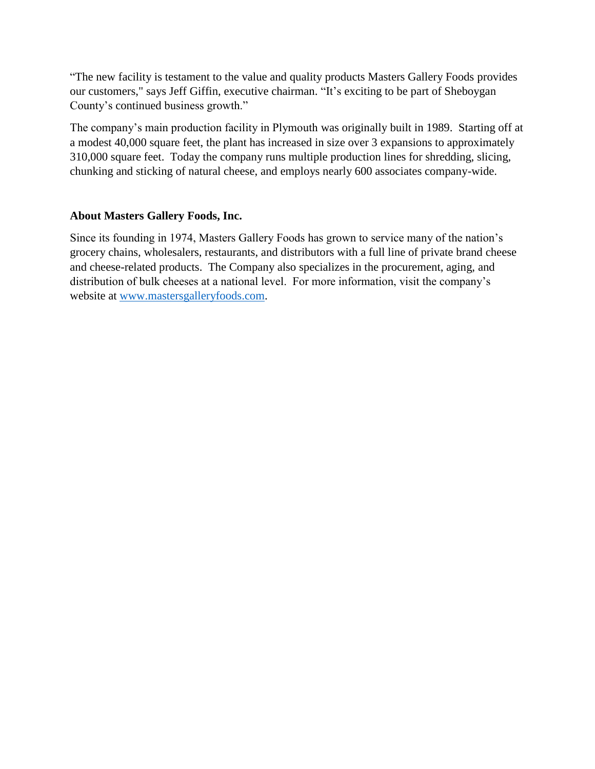"The new facility is testament to the value and quality products Masters Gallery Foods provides our customers," says Jeff Giffin, executive chairman. "It's exciting to be part of Sheboygan County's continued business growth."

The company's main production facility in Plymouth was originally built in 1989. Starting off at a modest 40,000 square feet, the plant has increased in size over 3 expansions to approximately 310,000 square feet. Today the company runs multiple production lines for shredding, slicing, chunking and sticking of natural cheese, and employs nearly 600 associates company-wide.

**About Masters Gallery Foods, Inc.**

Since its founding in 1974, Masters Gallery Foods has grown to service many of the nation's grocery chains, wholesalers, restaurants, and distributors with a full line of private brand cheese and cheese-related products. The Company also specializes in the procurement, aging, and distribution of bulk cheeses at a national level. For more information, visit the company's website at [www.mastersgalleryfoods.com](http://www.mastersgalleryfoods.com).